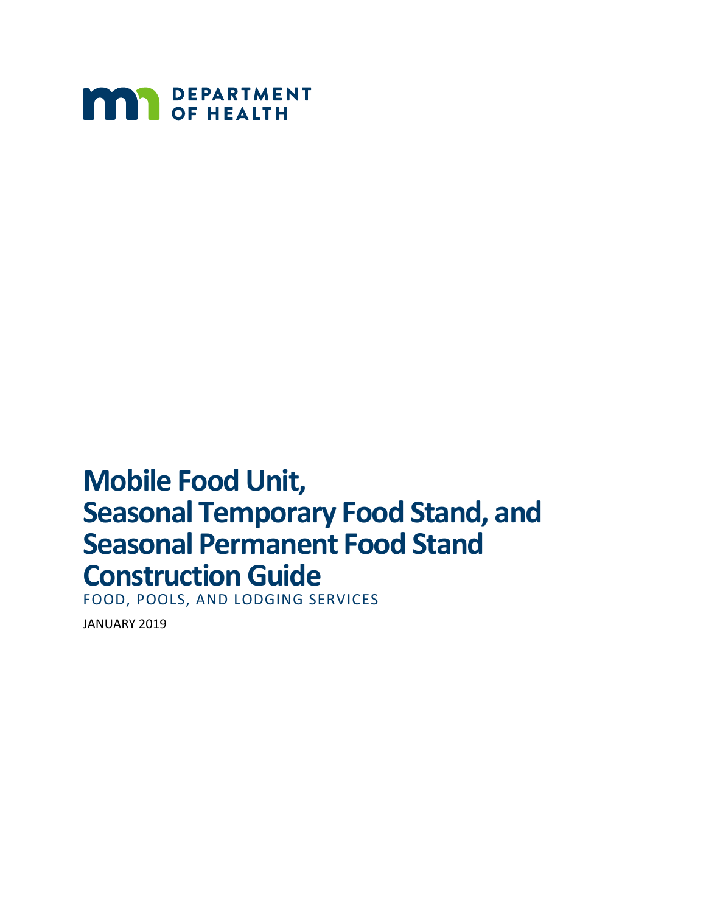DEPARTMENT OF HEALTH

# Mobile Food Unit, Seasonal Temporary Food Stand, and Seasonal Permanent Food Stand Construction Guide

FOOD, POOLS, AND LODGING SERVICES

JANUARY 2019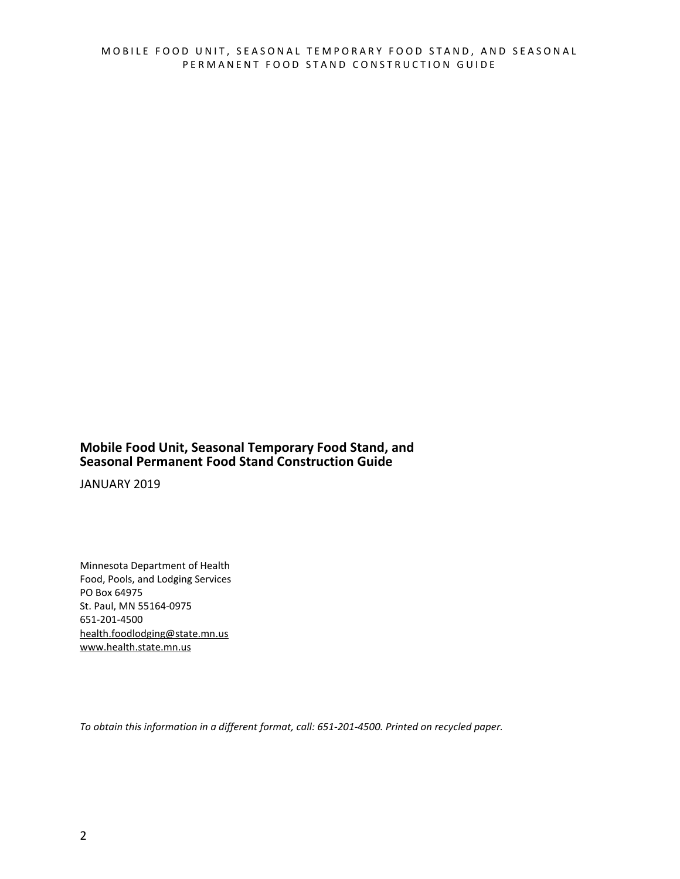**Mobile Food Unit, Seasonal Temporary Food Stand, and Seasonal Permanent Food Stand Construction Guide**

JANUARY 2019

Minnesota Department of Health
Food, Pools, and Lodging Services
PO Box 64975
St. Paul, MN 55164-0975
651-201-4500
health.foodlodging@state.mn.us
www.health.state.mn.us

*To obtain this information in a different format, call: 651-201-4500. Printed on recycled paper.*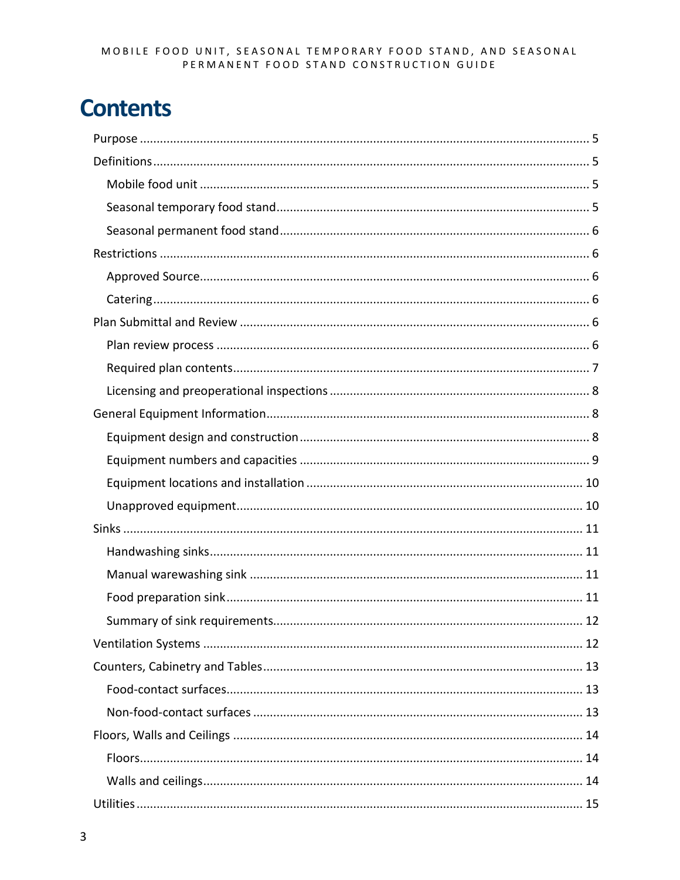# Contents

- Purpose ..... 5
- Definitions ..... 5
  - Mobile food unit ..... 5
  - Seasonal temporary food stand ..... 5
  - Seasonal permanent food stand ..... 6
- Restrictions ..... 6
  - Approved Source ..... 6
  - Catering ..... 6
- Plan Submittal and Review ..... 6
  - Plan review process ..... 6
  - Required plan contents ..... 7
  - Licensing and preoperational inspections ..... 8
- General Equipment Information ..... 8
  - Equipment design and construction ..... 8
  - Equipment numbers and capacities ..... 9
  - Equipment locations and installation ..... 10
  - Unapproved equipment ..... 10
- Sinks ..... 11
  - Handwashing sinks ..... 11
  - Manual warewashing sink ..... 11
  - Food preparation sink ..... 11
  - Summary of sink requirements ..... 12
- Ventilation Systems ..... 12
- Counters, Cabinetry and Tables ..... 13
  - Food-contact surfaces ..... 13
  - Non-food-contact surfaces ..... 13
- Floors, Walls and Ceilings ..... 14
  - Floors ..... 14
  - Walls and ceilings ..... 14
- Utilities ..... 15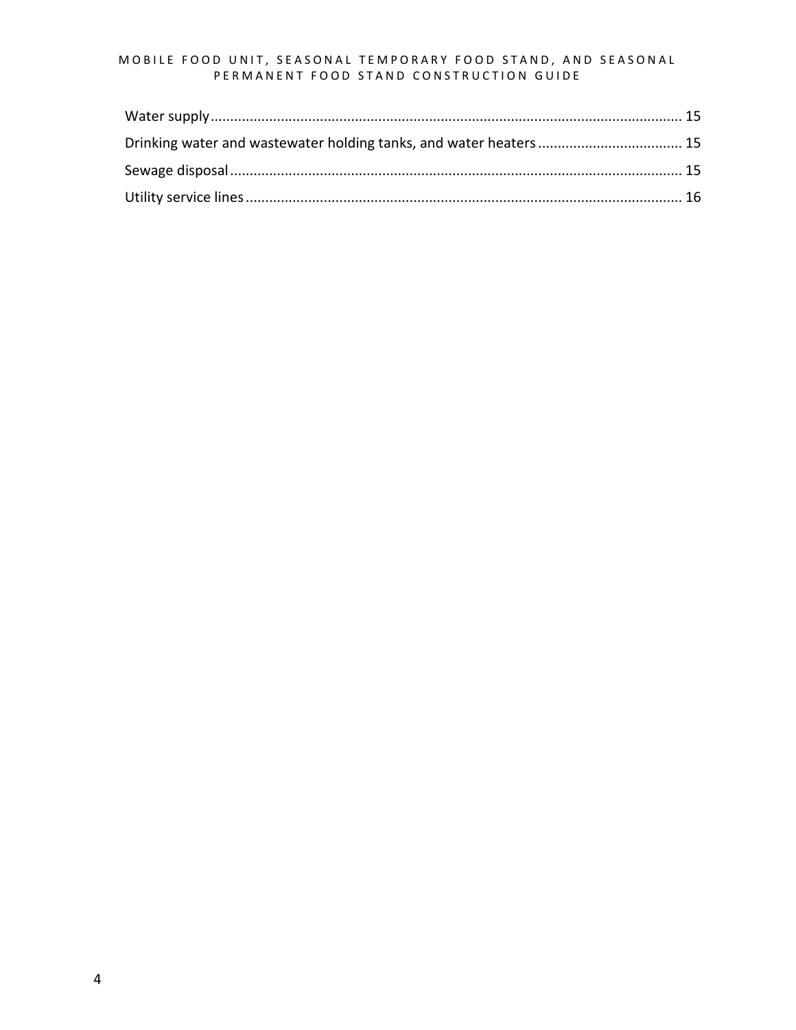Water supply........................................................................................................................ 15

Drinking water and wastewater holding tanks, and water heaters ..................................... 15

Sewage disposal................................................................................................................... 15

Utility service lines.............................................................................................................. 16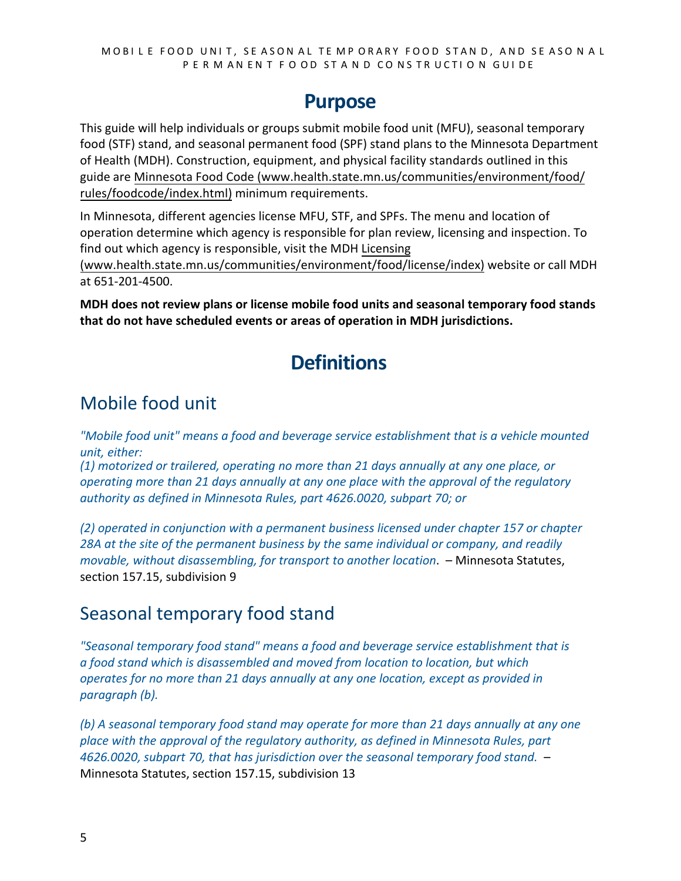# Purpose

This guide will help individuals or groups submit mobile food unit (MFU), seasonal temporary food (STF) stand, and seasonal permanent food (SPF) stand plans to the Minnesota Department of Health (MDH). Construction, equipment, and physical facility standards outlined in this guide are Minnesota Food Code (www.health.state.mn.us/communities/environment/food/rules/foodcode/index.html) minimum requirements.

In Minnesota, different agencies license MFU, STF, and SPFs. The menu and location of operation determine which agency is responsible for plan review, licensing and inspection. To find out which agency is responsible, visit the MDH Licensing (www.health.state.mn.us/communities/environment/food/license/index) website or call MDH at 651-201-4500.

**MDH does not review plans or license mobile food units and seasonal temporary food stands that do not have scheduled events or areas of operation in MDH jurisdictions.**

# Definitions

## Mobile food unit

*"Mobile food unit" means a food and beverage service establishment that is a vehicle mounted unit, either:*
*(1) motorized or trailered, operating no more than 21 days annually at any one place, or operating more than 21 days annually at any one place with the approval of the regulatory authority as defined in Minnesota Rules, part 4626.0020, subpart 70; or*

*(2) operated in conjunction with a permanent business licensed under chapter 157 or chapter 28A at the site of the permanent business by the same individual or company, and readily movable, without disassembling, for transport to another location*. – Minnesota Statutes, section 157.15, subdivision 9

## Seasonal temporary food stand

*"Seasonal temporary food stand" means a food and beverage service establishment that is a food stand which is disassembled and moved from location to location, but which operates for no more than 21 days annually at any one location, except as provided in paragraph (b).*

*(b) A seasonal temporary food stand may operate for more than 21 days annually at any one place with the approval of the regulatory authority, as defined in Minnesota Rules, part 4626.0020, subpart 70, that has jurisdiction over the seasonal temporary food stand.* – Minnesota Statutes, section 157.15, subdivision 13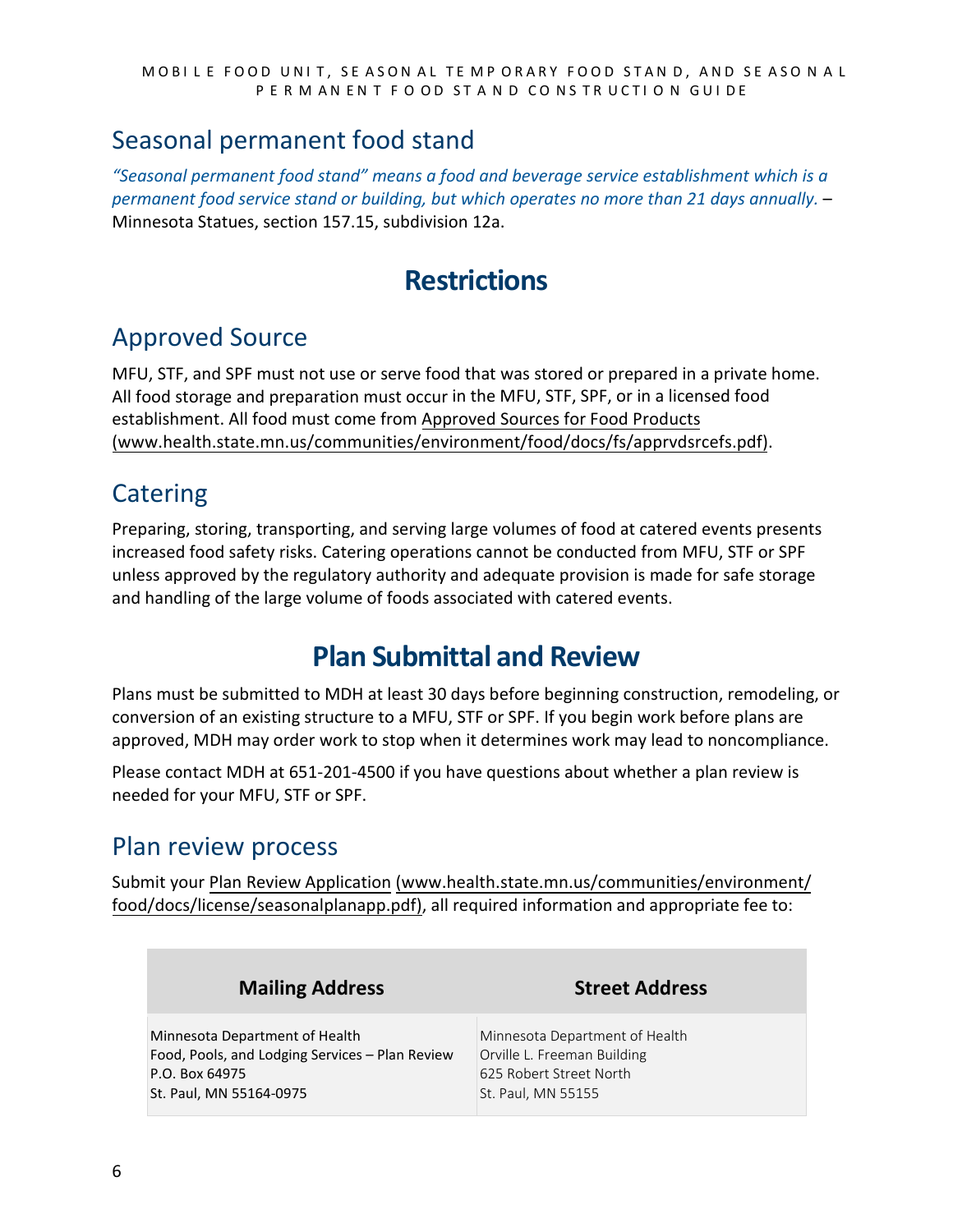## Seasonal permanent food stand

*"Seasonal permanent food stand" means a food and beverage service establishment which is a permanent food service stand or building, but which operates no more than 21 days annually.* – Minnesota Statues, section 157.15, subdivision 12a.

# Restrictions

## Approved Source

MFU, STF, and SPF must not use or serve food that was stored or prepared in a private home. All food storage and preparation must occur in the MFU, STF, SPF, or in a licensed food establishment. All food must come from Approved Sources for Food Products (www.health.state.mn.us/communities/environment/food/docs/fs/apprvdsrcefs.pdf).

## Catering

Preparing, storing, transporting, and serving large volumes of food at catered events presents increased food safety risks. Catering operations cannot be conducted from MFU, STF or SPF unless approved by the regulatory authority and adequate provision is made for safe storage and handling of the large volume of foods associated with catered events.

# Plan Submittal and Review

Plans must be submitted to MDH at least 30 days before beginning construction, remodeling, or conversion of an existing structure to a MFU, STF or SPF. If you begin work before plans are approved, MDH may order work to stop when it determines work may lead to noncompliance.

Please contact MDH at 651-201-4500 if you have questions about whether a plan review is needed for your MFU, STF or SPF.

## Plan review process

Submit your Plan Review Application (www.health.state.mn.us/communities/environment/food/docs/license/seasonalplanapp.pdf), all required information and appropriate fee to:

| Mailing Address | Street Address |
|---|---|
| Minnesota Department of Health<br>Food, Pools, and Lodging Services – Plan Review<br>P.O. Box 64975<br>St. Paul, MN 55164-0975 | Minnesota Department of Health<br>Orville L. Freeman Building<br>625 Robert Street North<br>St. Paul, MN 55155 |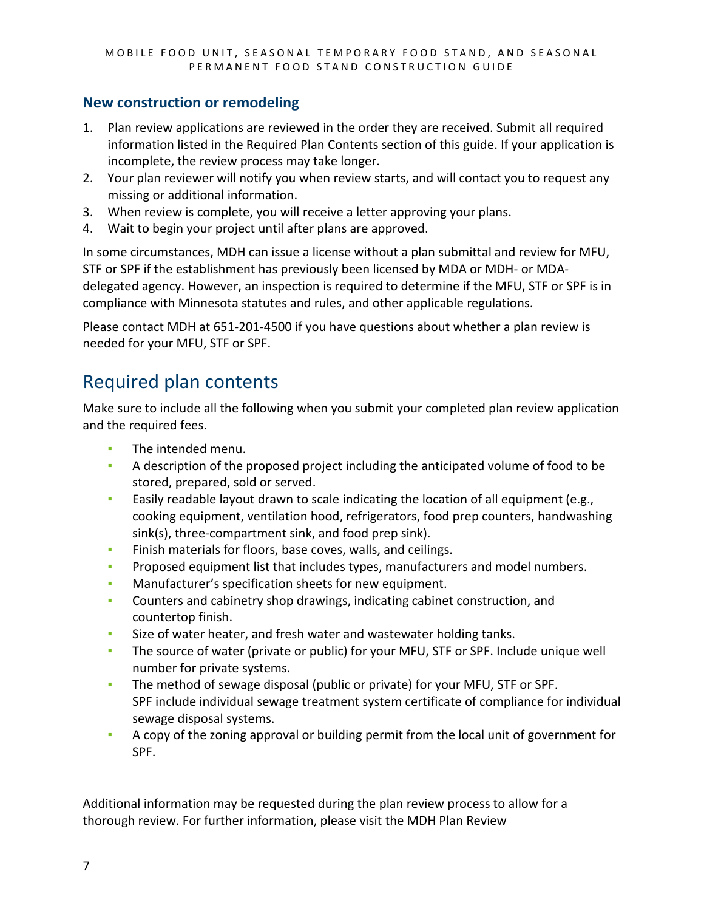### New construction or remodeling

1. Plan review applications are reviewed in the order they are received. Submit all required information listed in the Required Plan Contents section of this guide. If your application is incomplete, the review process may take longer.
2. Your plan reviewer will notify you when review starts, and will contact you to request any missing or additional information.
3. When review is complete, you will receive a letter approving your plans.
4. Wait to begin your project until after plans are approved.

In some circumstances, MDH can issue a license without a plan submittal and review for MFU, STF or SPF if the establishment has previously been licensed by MDA or MDH- or MDA-delegated agency. However, an inspection is required to determine if the MFU, STF or SPF is in compliance with Minnesota statutes and rules, and other applicable regulations.

Please contact MDH at 651-201-4500 if you have questions about whether a plan review is needed for your MFU, STF or SPF.

## Required plan contents

Make sure to include all the following when you submit your completed plan review application and the required fees.

- The intended menu.
- A description of the proposed project including the anticipated volume of food to be stored, prepared, sold or served.
- Easily readable layout drawn to scale indicating the location of all equipment (e.g., cooking equipment, ventilation hood, refrigerators, food prep counters, handwashing sink(s), three-compartment sink, and food prep sink).
- Finish materials for floors, base coves, walls, and ceilings.
- Proposed equipment list that includes types, manufacturers and model numbers.
- Manufacturer's specification sheets for new equipment.
- Counters and cabinetry shop drawings, indicating cabinet construction, and countertop finish.
- Size of water heater, and fresh water and wastewater holding tanks.
- The source of water (private or public) for your MFU, STF or SPF. Include unique well number for private systems.
- The method of sewage disposal (public or private) for your MFU, STF or SPF. SPF include individual sewage treatment system certificate of compliance for individual sewage disposal systems.
- A copy of the zoning approval or building permit from the local unit of government for SPF.

Additional information may be requested during the plan review process to allow for a thorough review. For further information, please visit the MDH Plan Review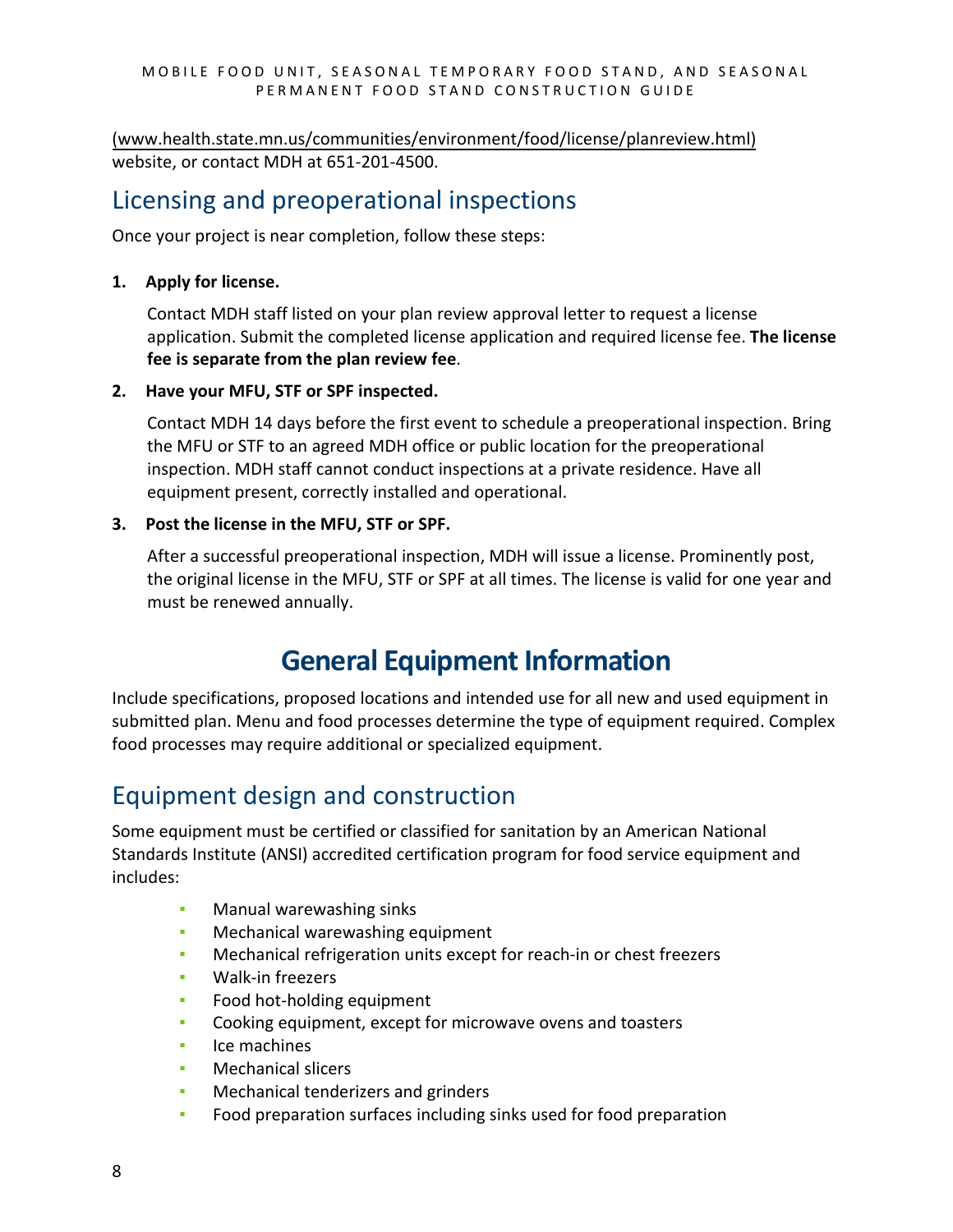(www.health.state.mn.us/communities/environment/food/license/planreview.html) website, or contact MDH at 651-201-4500.

## Licensing and preoperational inspections

Once your project is near completion, follow these steps:

**1. Apply for license.**

Contact MDH staff listed on your plan review approval letter to request a license application. Submit the completed license application and required license fee. **The license fee is separate from the plan review fee**.

**2. Have your MFU, STF or SPF inspected.**

Contact MDH 14 days before the first event to schedule a preoperational inspection. Bring the MFU or STF to an agreed MDH office or public location for the preoperational inspection. MDH staff cannot conduct inspections at a private residence. Have all equipment present, correctly installed and operational.

**3. Post the license in the MFU, STF or SPF.**

After a successful preoperational inspection, MDH will issue a license. Prominently post, the original license in the MFU, STF or SPF at all times. The license is valid for one year and must be renewed annually.

# General Equipment Information

Include specifications, proposed locations and intended use for all new and used equipment in submitted plan. Menu and food processes determine the type of equipment required. Complex food processes may require additional or specialized equipment.

## Equipment design and construction

Some equipment must be certified or classified for sanitation by an American National Standards Institute (ANSI) accredited certification program for food service equipment and includes:

- Manual warewashing sinks
- Mechanical warewashing equipment
- Mechanical refrigeration units except for reach-in or chest freezers
- Walk-in freezers
- Food hot-holding equipment
- Cooking equipment, except for microwave ovens and toasters
- Ice machines
- Mechanical slicers
- Mechanical tenderizers and grinders
- Food preparation surfaces including sinks used for food preparation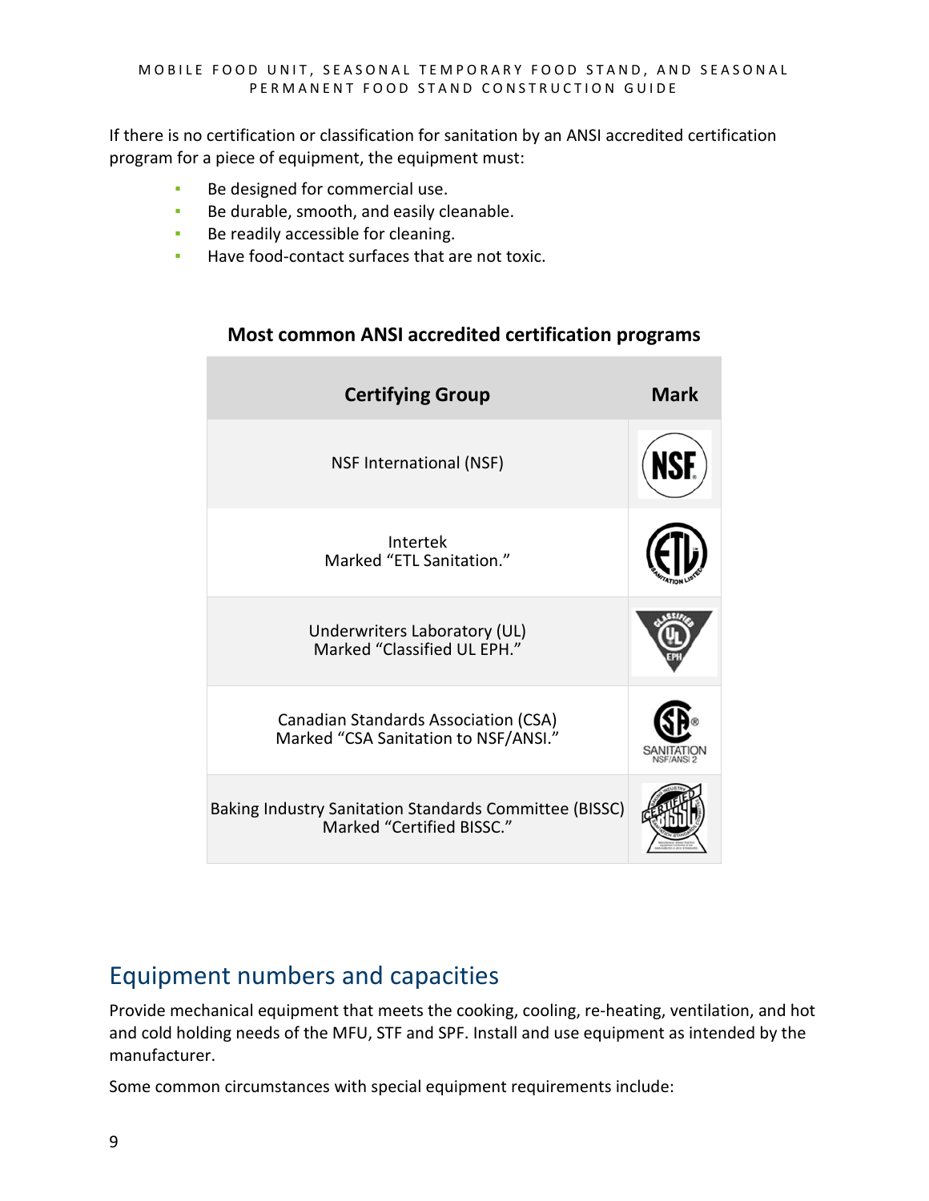If there is no certification or classification for sanitation by an ANSI accredited certification program for a piece of equipment, the equipment must:

- Be designed for commercial use.
- Be durable, smooth, and easily cleanable.
- Be readily accessible for cleaning.
- Have food-contact surfaces that are not toxic.

**Most common ANSI accredited certification programs**

| Certifying Group | Mark |
|---|---|
| NSF International (NSF) | |
| Intertek<br>Marked "ETL Sanitation." | |
| Underwriters Laboratory (UL)<br>Marked "Classified UL EPH." | |
| Canadian Standards Association (CSA)<br>Marked "CSA Sanitation to NSF/ANSI." | |
| Baking Industry Sanitation Standards Committee (BISSC)<br>Marked "Certified BISSC." | |

## Equipment numbers and capacities

Provide mechanical equipment that meets the cooking, cooling, re-heating, ventilation, and hot and cold holding needs of the MFU, STF and SPF. Install and use equipment as intended by the manufacturer.

Some common circumstances with special equipment requirements include: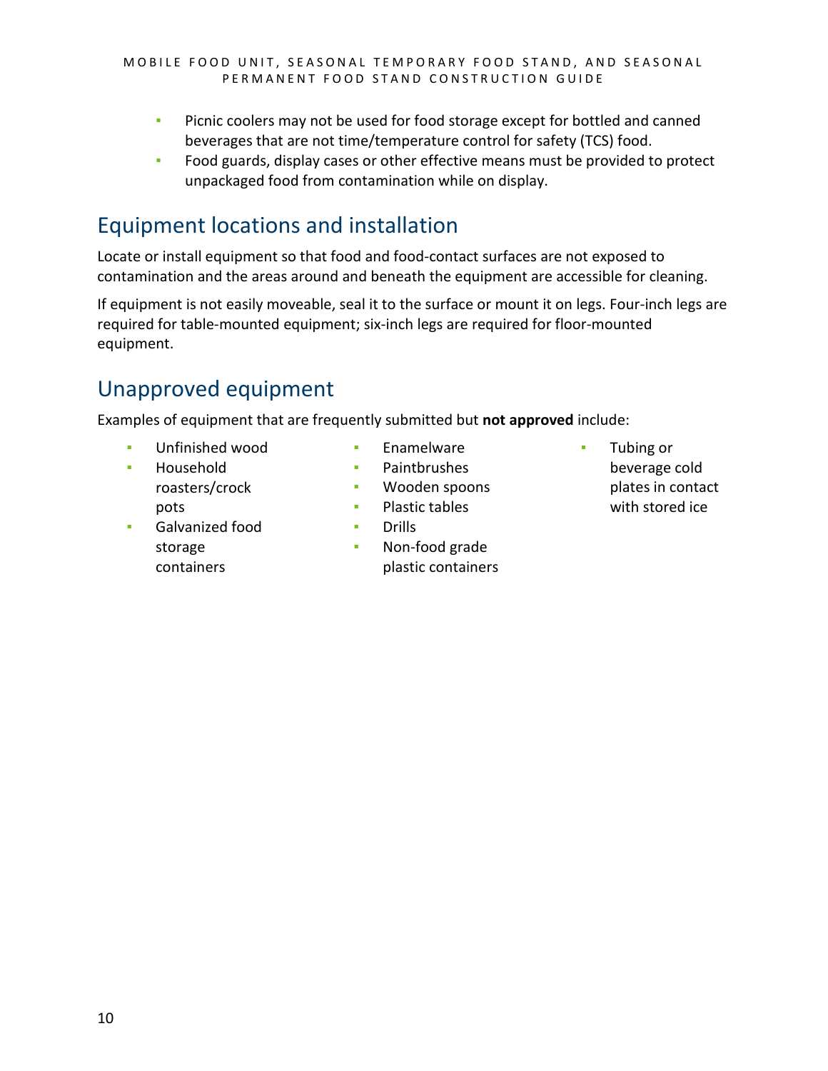- Picnic coolers may not be used for food storage except for bottled and canned beverages that are not time/temperature control for safety (TCS) food.
- Food guards, display cases or other effective means must be provided to protect unpackaged food from contamination while on display.

## Equipment locations and installation

Locate or install equipment so that food and food-contact surfaces are not exposed to contamination and the areas around and beneath the equipment are accessible for cleaning.

If equipment is not easily moveable, seal it to the surface or mount it on legs. Four-inch legs are required for table-mounted equipment; six-inch legs are required for floor-mounted equipment.

## Unapproved equipment

Examples of equipment that are frequently submitted but **not approved** include:

- Unfinished wood
- Household roasters/crock pots
- Galvanized food storage containers
- Enamelware
- Paintbrushes
- Wooden spoons
- Plastic tables
- Drills
- Non-food grade plastic containers
- Tubing or beverage cold plates in contact with stored ice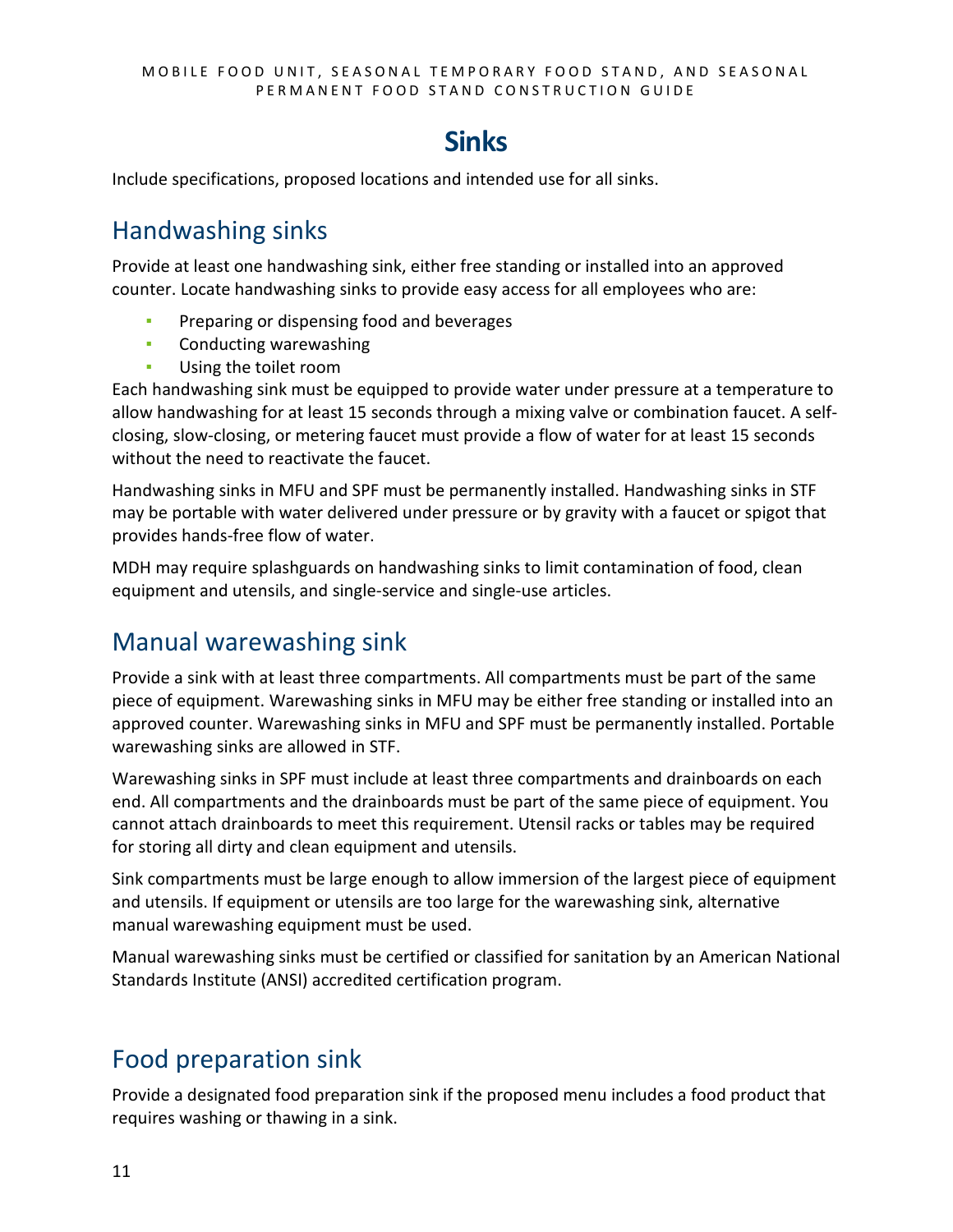# Sinks

Include specifications, proposed locations and intended use for all sinks.

## Handwashing sinks

Provide at least one handwashing sink, either free standing or installed into an approved counter. Locate handwashing sinks to provide easy access for all employees who are:

- Preparing or dispensing food and beverages
- Conducting warewashing
- Using the toilet room

Each handwashing sink must be equipped to provide water under pressure at a temperature to allow handwashing for at least 15 seconds through a mixing valve or combination faucet. A self-closing, slow-closing, or metering faucet must provide a flow of water for at least 15 seconds without the need to reactivate the faucet.

Handwashing sinks in MFU and SPF must be permanently installed. Handwashing sinks in STF may be portable with water delivered under pressure or by gravity with a faucet or spigot that provides hands-free flow of water.

MDH may require splashguards on handwashing sinks to limit contamination of food, clean equipment and utensils, and single-service and single-use articles.

## Manual warewashing sink

Provide a sink with at least three compartments. All compartments must be part of the same piece of equipment. Warewashing sinks in MFU may be either free standing or installed into an approved counter. Warewashing sinks in MFU and SPF must be permanently installed. Portable warewashing sinks are allowed in STF.

Warewashing sinks in SPF must include at least three compartments and drainboards on each end. All compartments and the drainboards must be part of the same piece of equipment. You cannot attach drainboards to meet this requirement. Utensil racks or tables may be required for storing all dirty and clean equipment and utensils.

Sink compartments must be large enough to allow immersion of the largest piece of equipment and utensils. If equipment or utensils are too large for the warewashing sink, alternative manual warewashing equipment must be used.

Manual warewashing sinks must be certified or classified for sanitation by an American National Standards Institute (ANSI) accredited certification program.

## Food preparation sink

Provide a designated food preparation sink if the proposed menu includes a food product that requires washing or thawing in a sink.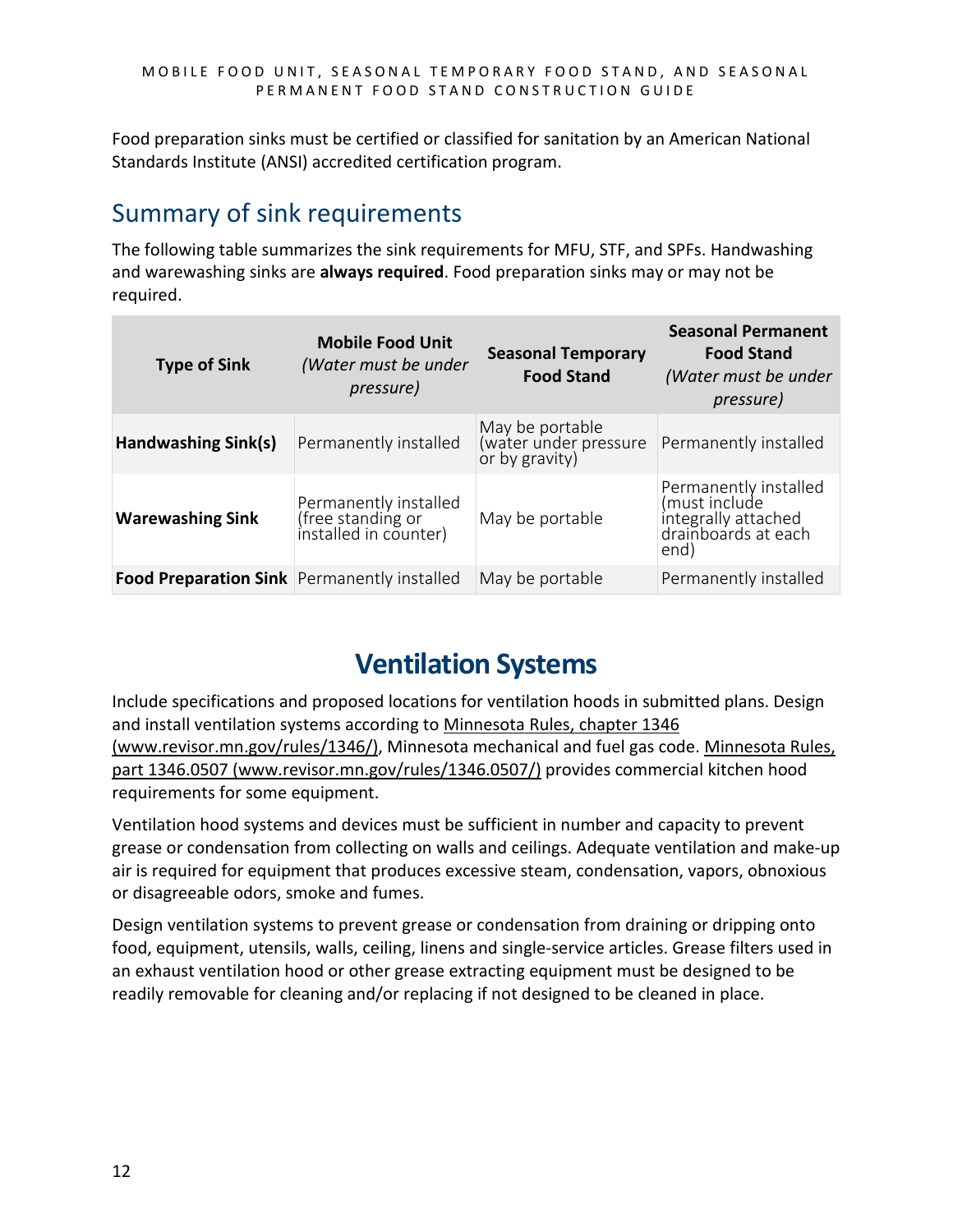Food preparation sinks must be certified or classified for sanitation by an American National Standards Institute (ANSI) accredited certification program.

## Summary of sink requirements

The following table summarizes the sink requirements for MFU, STF, and SPFs. Handwashing and warewashing sinks are **always required**. Food preparation sinks may or may not be required.

| Type of Sink | Mobile Food Unit *(Water must be under pressure)* | Seasonal Temporary Food Stand | Seasonal Permanent Food Stand *(Water must be under pressure)* |
|---|---|---|---|
| **Handwashing Sink(s)** | Permanently installed | May be portable (water under pressure or by gravity) | Permanently installed |
| **Warewashing Sink** | Permanently installed (free standing or installed in counter) | May be portable | Permanently installed (must include integrally attached drainboards at each end) |
| **Food Preparation Sink** | Permanently installed | May be portable | Permanently installed |

# Ventilation Systems

Include specifications and proposed locations for ventilation hoods in submitted plans. Design and install ventilation systems according to Minnesota Rules, chapter 1346 (www.revisor.mn.gov/rules/1346/), Minnesota mechanical and fuel gas code. Minnesota Rules, part 1346.0507 (www.revisor.mn.gov/rules/1346.0507/) provides commercial kitchen hood requirements for some equipment.

Ventilation hood systems and devices must be sufficient in number and capacity to prevent grease or condensation from collecting on walls and ceilings. Adequate ventilation and make-up air is required for equipment that produces excessive steam, condensation, vapors, obnoxious or disagreeable odors, smoke and fumes.

Design ventilation systems to prevent grease or condensation from draining or dripping onto food, equipment, utensils, walls, ceiling, linens and single-service articles. Grease filters used in an exhaust ventilation hood or other grease extracting equipment must be designed to be readily removable for cleaning and/or replacing if not designed to be cleaned in place.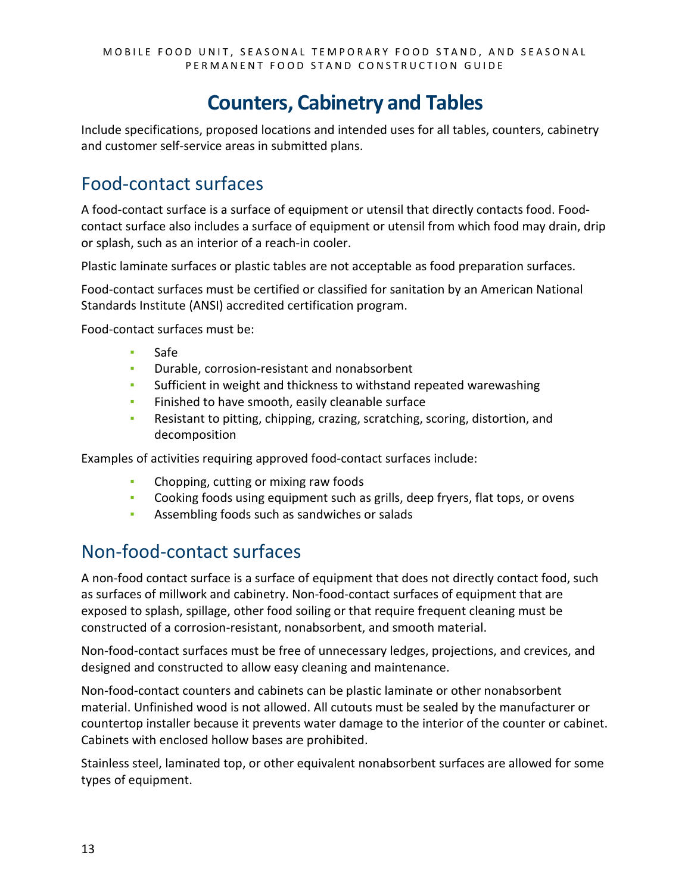# Counters, Cabinetry and Tables

Include specifications, proposed locations and intended uses for all tables, counters, cabinetry and customer self-service areas in submitted plans.

## Food-contact surfaces

A food-contact surface is a surface of equipment or utensil that directly contacts food. Food-contact surface also includes a surface of equipment or utensil from which food may drain, drip or splash, such as an interior of a reach-in cooler.

Plastic laminate surfaces or plastic tables are not acceptable as food preparation surfaces.

Food-contact surfaces must be certified or classified for sanitation by an American National Standards Institute (ANSI) accredited certification program.

Food-contact surfaces must be:

- Safe
- Durable, corrosion-resistant and nonabsorbent
- Sufficient in weight and thickness to withstand repeated warewashing
- Finished to have smooth, easily cleanable surface
- Resistant to pitting, chipping, crazing, scratching, scoring, distortion, and decomposition

Examples of activities requiring approved food-contact surfaces include:

- Chopping, cutting or mixing raw foods
- Cooking foods using equipment such as grills, deep fryers, flat tops, or ovens
- Assembling foods such as sandwiches or salads

## Non-food-contact surfaces

A non-food contact surface is a surface of equipment that does not directly contact food, such as surfaces of millwork and cabinetry. Non-food-contact surfaces of equipment that are exposed to splash, spillage, other food soiling or that require frequent cleaning must be constructed of a corrosion-resistant, nonabsorbent, and smooth material.

Non-food-contact surfaces must be free of unnecessary ledges, projections, and crevices, and designed and constructed to allow easy cleaning and maintenance.

Non-food-contact counters and cabinets can be plastic laminate or other nonabsorbent material. Unfinished wood is not allowed. All cutouts must be sealed by the manufacturer or countertop installer because it prevents water damage to the interior of the counter or cabinet. Cabinets with enclosed hollow bases are prohibited.

Stainless steel, laminated top, or other equivalent nonabsorbent surfaces are allowed for some types of equipment.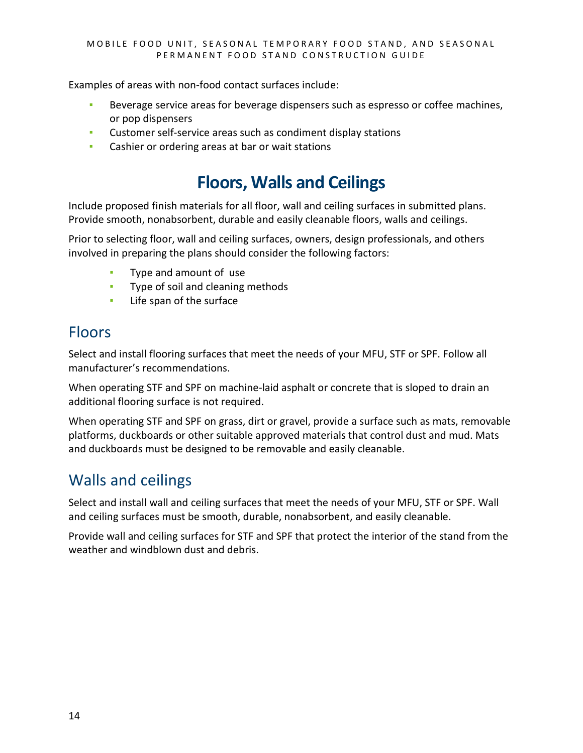Examples of areas with non-food contact surfaces include:

- Beverage service areas for beverage dispensers such as espresso or coffee machines, or pop dispensers
- Customer self-service areas such as condiment display stations
- Cashier or ordering areas at bar or wait stations

# Floors, Walls and Ceilings

Include proposed finish materials for all floor, wall and ceiling surfaces in submitted plans. Provide smooth, nonabsorbent, durable and easily cleanable floors, walls and ceilings.

Prior to selecting floor, wall and ceiling surfaces, owners, design professionals, and others involved in preparing the plans should consider the following factors:

- Type and amount of use
- Type of soil and cleaning methods
- Life span of the surface

## Floors

Select and install flooring surfaces that meet the needs of your MFU, STF or SPF. Follow all manufacturer's recommendations.

When operating STF and SPF on machine-laid asphalt or concrete that is sloped to drain an additional flooring surface is not required.

When operating STF and SPF on grass, dirt or gravel, provide a surface such as mats, removable platforms, duckboards or other suitable approved materials that control dust and mud. Mats and duckboards must be designed to be removable and easily cleanable.

## Walls and ceilings

Select and install wall and ceiling surfaces that meet the needs of your MFU, STF or SPF. Wall and ceiling surfaces must be smooth, durable, nonabsorbent, and easily cleanable.

Provide wall and ceiling surfaces for STF and SPF that protect the interior of the stand from the weather and windblown dust and debris.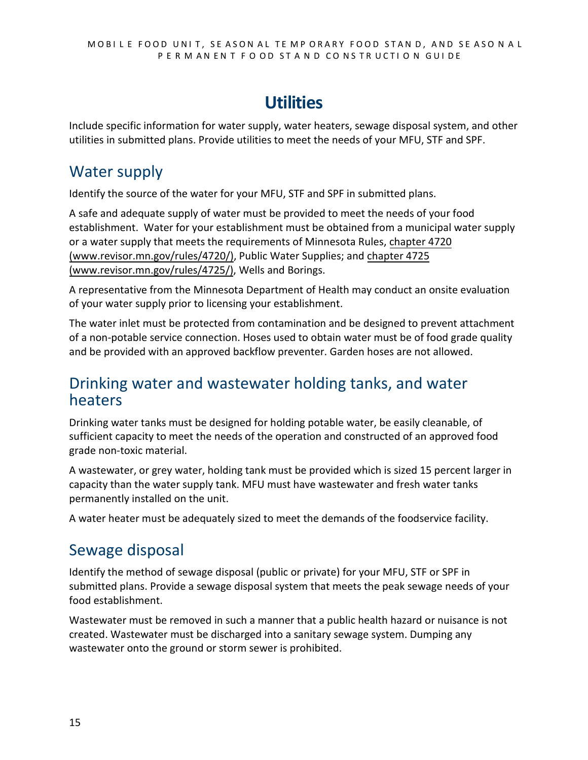# Utilities

Include specific information for water supply, water heaters, sewage disposal system, and other utilities in submitted plans. Provide utilities to meet the needs of your MFU, STF and SPF.

## Water supply

Identify the source of the water for your MFU, STF and SPF in submitted plans.

A safe and adequate supply of water must be provided to meet the needs of your food establishment. Water for your establishment must be obtained from a municipal water supply or a water supply that meets the requirements of Minnesota Rules, chapter 4720 (www.revisor.mn.gov/rules/4720/), Public Water Supplies; and chapter 4725 (www.revisor.mn.gov/rules/4725/), Wells and Borings.

A representative from the Minnesota Department of Health may conduct an onsite evaluation of your water supply prior to licensing your establishment.

The water inlet must be protected from contamination and be designed to prevent attachment of a non-potable service connection. Hoses used to obtain water must be of food grade quality and be provided with an approved backflow preventer. Garden hoses are not allowed.

## Drinking water and wastewater holding tanks, and water heaters

Drinking water tanks must be designed for holding potable water, be easily cleanable, of sufficient capacity to meet the needs of the operation and constructed of an approved food grade non-toxic material.

A wastewater, or grey water, holding tank must be provided which is sized 15 percent larger in capacity than the water supply tank. MFU must have wastewater and fresh water tanks permanently installed on the unit.

A water heater must be adequately sized to meet the demands of the foodservice facility.

## Sewage disposal

Identify the method of sewage disposal (public or private) for your MFU, STF or SPF in submitted plans. Provide a sewage disposal system that meets the peak sewage needs of your food establishment.

Wastewater must be removed in such a manner that a public health hazard or nuisance is not created. Wastewater must be discharged into a sanitary sewage system. Dumping any wastewater onto the ground or storm sewer is prohibited.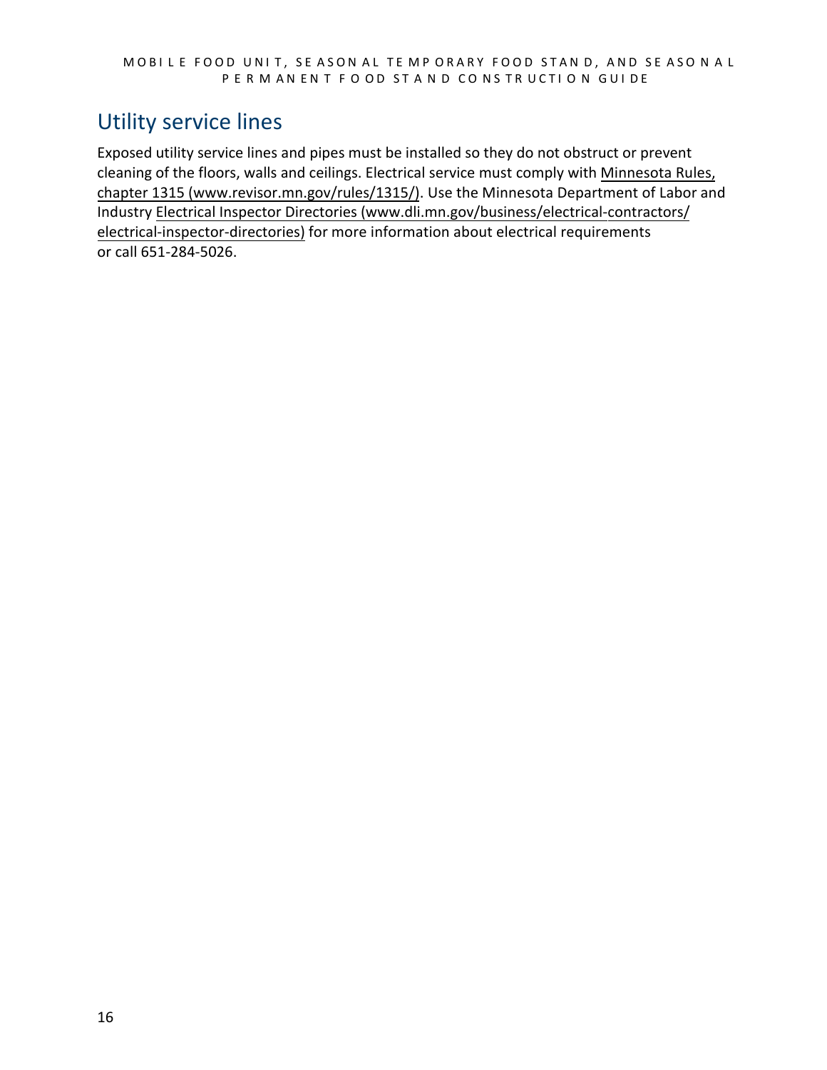## Utility service lines

Exposed utility service lines and pipes must be installed so they do not obstruct or prevent cleaning of the floors, walls and ceilings. Electrical service must comply with Minnesota Rules, chapter 1315 (www.revisor.mn.gov/rules/1315/). Use the Minnesota Department of Labor and Industry Electrical Inspector Directories (www.dli.mn.gov/business/electrical-contractors/electrical-inspector-directories) for more information about electrical requirements or call 651-284-5026.